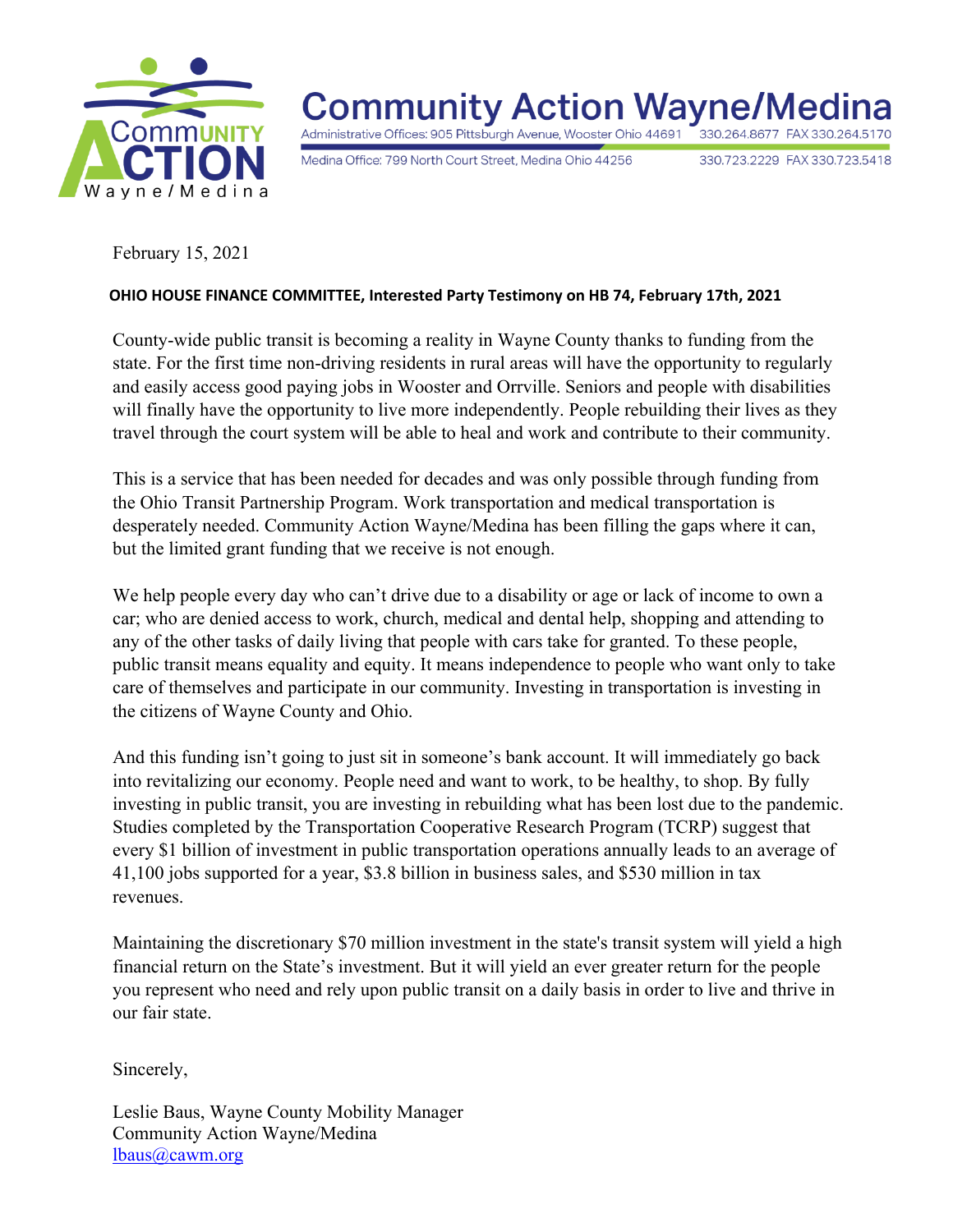# Community Action Wayne/Medina

Administrative Offices: 905 Pittsburgh Avenue, Wooster Ohio 44691 330.264.8677 FAX 330.264.5170

Medina Office: 799 North Court Street, Medina Ohio 44256 330.723.2229 FAX 330.723.5418

February 15, 2021

**OHIO HOUSE FINANCE COMMITTEE, Interested Party Testimony on HB 74, February 17th, 2021**

County-wide public transit is becoming a reality in Wayne County thanks to funding from the state. For the first time non-driving residents in rural areas will have the opportunity to regularly and easily access good paying jobs in Wooster and Orrville. Seniors and people with disabilities will finally have the opportunity to live more independently. People rebuilding their lives as they travel through the court system will be able to heal and work and contribute to their community.

This is a service that has been needed for decades and was only possible through funding from the Ohio Transit Partnership Program. Work transportation and medical transportation is desperately needed. Community Action Wayne/Medina has been filling the gaps where it can, but the limited grant funding that we receive is not enough.

We help people every day who can't drive due to a disability or age or lack of income to own a car; who are denied access to work, church, medical and dental help, shopping and attending to any of the other tasks of daily living that people with cars take for granted. To these people, public transit means equality and equity. It means independence to people who want only to take care of themselves and participate in our community. Investing in transportation is investing in the citizens of Wayne County and Ohio.

And this funding isn't going to just sit in someone's bank account. It will immediately go back into revitalizing our economy. People need and want to work, to be healthy, to shop. By fully investing in public transit, you are investing in rebuilding what has been lost due to the pandemic. Studies completed by the Transportation Cooperative Research Program (TCRP) suggest that every $1 billion of investment in public transportation operations annually leads to an average of 41,100 jobs supported for a year, $3.8 billion in business sales, and $530 million in tax revenues.

Maintaining the discretionary $70 million investment in the state's transit system will yield a high financial return on the State's investment. But it will yield an ever greater return for the people you represent who need and rely upon public transit on a daily basis in order to live and thrive in our fair state.

Sincerely,

Leslie Baus, Wayne County Mobility Manager
Community Action Wayne/Medina
lbaus@cawm.org